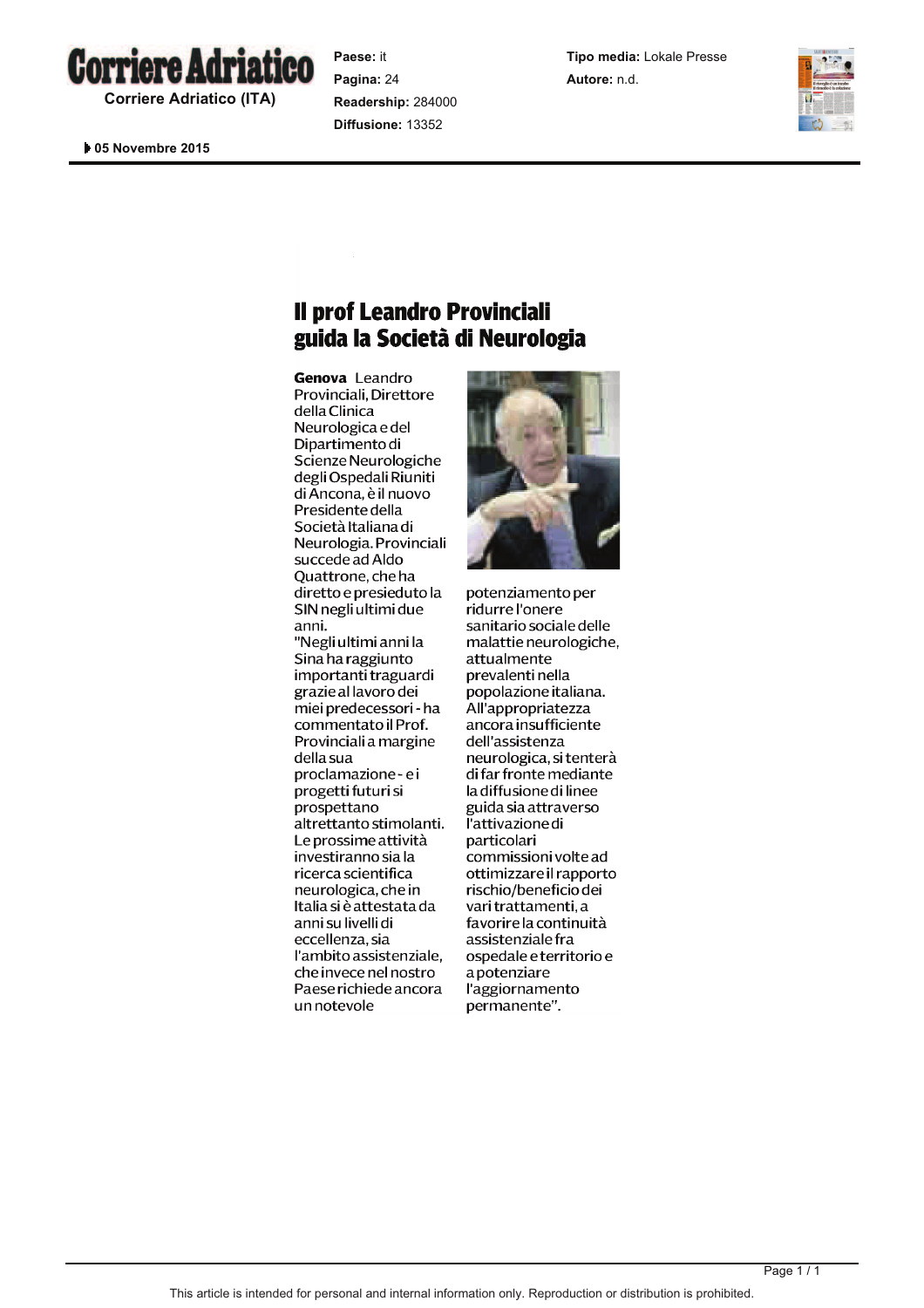**Corriere Adriatico (ITA)**

**Paese:** it
**Pagina:** 24
**Readership:** 284000
**Diffusione:** 13352

**Tipo media:** Lokale Presse
**Autore:** n.d.

05 Novembre 2015

# Il prof Leandro Provinciali guida la Società di Neurologia

**Genova** Leandro Provinciali, Direttore della Clinica Neurologica e del Dipartimento di Scienze Neurologiche degli Ospedali Riuniti di Ancona, è il nuovo Presidente della Società Italiana di Neurologia. Provinciali succede ad Aldo Quattrone, che ha diretto e presieduto la SIN negli ultimi due anni.

"Negli ultimi anni la Sina ha raggiunto importanti traguardi grazie al lavoro dei miei predecessori - ha commentato il Prof. Provinciali a margine della sua proclamazione - e i progetti futuri si prospettano altrettanto stimolanti. Le prossime attività investiranno sia la ricerca scientifica neurologica, che in Italia si è attestata da anni su livelli di eccellenza, sia l'ambito assistenziale, che invece nel nostro Paese richiede ancora un notevole potenziamento per ridurre l'onere sanitario sociale delle malattie neurologiche, attualmente prevalenti nella popolazione italiana. All'appropriatezza ancora insufficiente dell'assistenza neurologica, si tenterà di far fronte mediante la diffusione di linee guida sia attraverso l'attivazione di particolari commissioni volte ad ottimizzare il rapporto rischio/beneficio dei vari trattamenti, a favorire la continuità assistenziale fra ospedale e territorio e a potenziare l'aggiornamento permanente".

This article is intended for personal and internal information only. Reproduction or distribution is prohibited.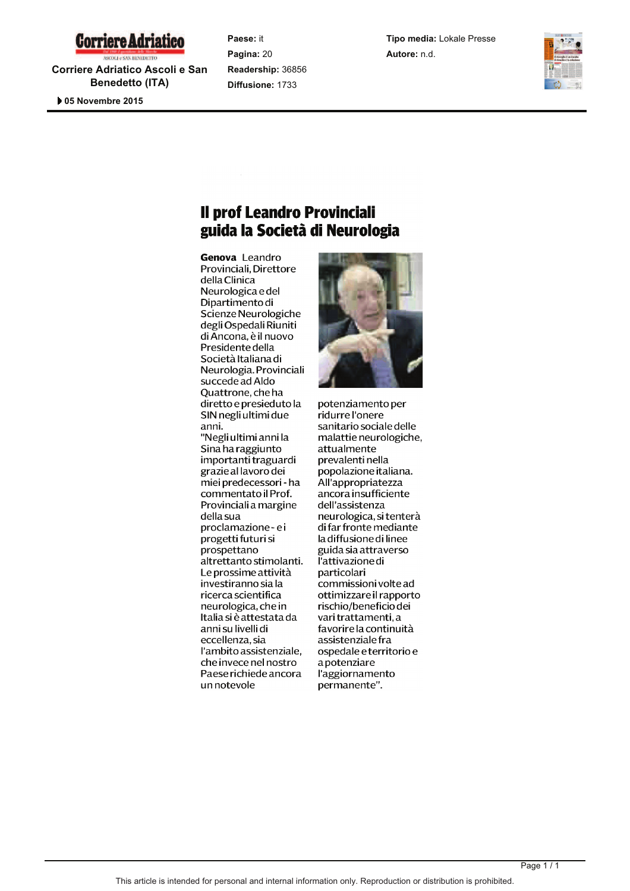**Corriere Adriatico Ascoli e San Benedetto (ITA)**

05 Novembre 2015

**Paese:** it
**Pagina:** 20
**Readership:** 36856
**Diffusione:** 1733

**Tipo media:** Lokale Presse
**Autore:** n.d.

# Il prof Leandro Provinciali guida la Società di Neurologia

**Genova** Leandro Provinciali, Direttore della Clinica Neurologica e del Dipartimento di Scienze Neurologiche degli Ospedali Riuniti di Ancona, è il nuovo Presidente della Società Italiana di Neurologia. Provinciali succede ad Aldo Quattrone, che ha diretto e presieduto la SIN negli ultimi due anni.

"Negli ultimi anni la Sina ha raggiunto importanti traguardi grazie al lavoro dei miei predecessori - ha commentato il Prof. Provinciali a margine della sua proclamazione - e i progetti futuri si prospettano altrettanto stimolanti. Le prossime attività investiranno sia la ricerca scientifica neurologica, che in Italia si è attestata da anni su livelli di eccellenza, sia l'ambito assistenziale, che invece nel nostro Paese richiede ancora un notevole potenziamento per ridurre l'onere sanitario sociale delle malattie neurologiche, attualmente prevalenti nella popolazione italiana. All'appropriatezza ancora insufficiente dell'assistenza neurologica, si tenterà di far fronte mediante la diffusione di linee guida sia attraverso l'attivazione di particolari commissioni volte ad ottimizzare il rapporto rischio/beneficio dei vari trattamenti, a favorire la continuità assistenziale fra ospedale e territorio e a potenziare l'aggiornamento permanente".

This article is intended for personal and internal information only. Reproduction or distribution is prohibited.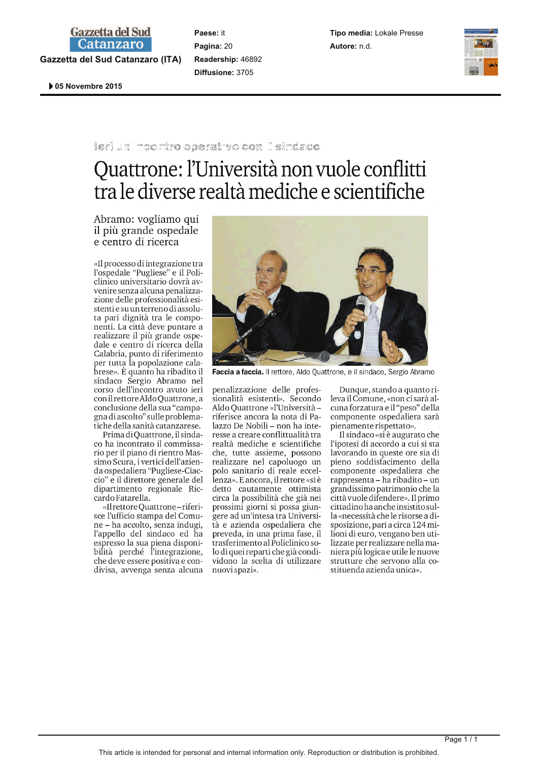Gazzetta del Sud Catanzaro (ITA)

Paese: it
Pagina: 20
Readership: 46892
Diffusione: 3705

Tipo media: Lokale Presse
Autore: n.d.

05 Novembre 2015

Ieri un incontro operativo con il sindaco

# Quattrone: l'Università non vuole conflitti tra le diverse realtà mediche e scientifiche

## Abramo: vogliamo qui il più grande ospedale e centro di ricerca

«Il processo di integrazione tra l'ospedale "Pugliese" e il Policlinico universitario dovrà avvenire senza alcuna penalizzazione delle professionalità esistenti e su un terreno di assoluta pari dignità tra le componenti. La città deve puntare a realizzare il più grande ospedale e centro di ricerca della Calabria, punto di riferimento per tutta la popolazione calabrese». È quanto ha ribadito il sindaco Sergio Abramo nel corso dell'incontro avuto ieri con il rettore Aldo Quattrone, a conclusione della sua "campagna di ascolto" sulle problematiche della sanità catanzarese.

Prima di Quattrone, il sindaco ha incontrato il commissario per il piano di rientro Massimo Scura, i vertici dell'azienda ospedaliera "Pugliese-Ciaccio" e il direttore generale del dipartimento regionale Riccardo Fatarella.

«Il rettore Quattrone – riferisce l'ufficio stampa del Comune – ha accolto, senza indugi, l'appello del sindaco ed ha espresso la sua piena disponibilità perché l'integrazione, che deve essere positiva e condivisa, avvenga senza alcuna penalizzazione delle professionalità esistenti». Secondo la nota di Palazzo De Nobili – non ha interesse a creare conflittualità tra realtà mediche e scientifiche che, tutte assieme, possono realizzare nel capoluogo un polo sanitario di reale eccellenza». E ancora, il rettore «si è detto cautamente ottimista circa la possibilità che già nei prossimi giorni si possa giungere ad un'intesa tra Università e azienda ospedaliera che preveda, in una prima fase, il trasferimento al Policlinico solo di quei reparti che già condividono la scelta di utilizzare nuovi spazi».

Faccia a faccia. Il rettore, Aldo Quattrone, e il sindaco, Sergio Abramo

Dunque, stando a quanto rileva il Comune, «non ci sarà alcuna forzatura e il "peso" della componente ospedaliera sarà pienamente rispettato».

Il sindaco «si è augurato che l'ipotesi di accordo a cui si sta lavorando in queste ore sia di pieno soddisfacimento della componente ospedaliera che rappresenta – ha ribadito – un grandissimo patrimonio che la città vuole difendere». Il primo cittadino ha anche insistito sulla «necessità che le risorse a disposizione, pari a circa 124 milioni di euro, vengano ben utilizzate per realizzare nella maniera più logica e utile le nuove strutture che servono alla costituenda azienda unica».

This article is intended for personal and internal information only. Reproduction or distribution is prohibited.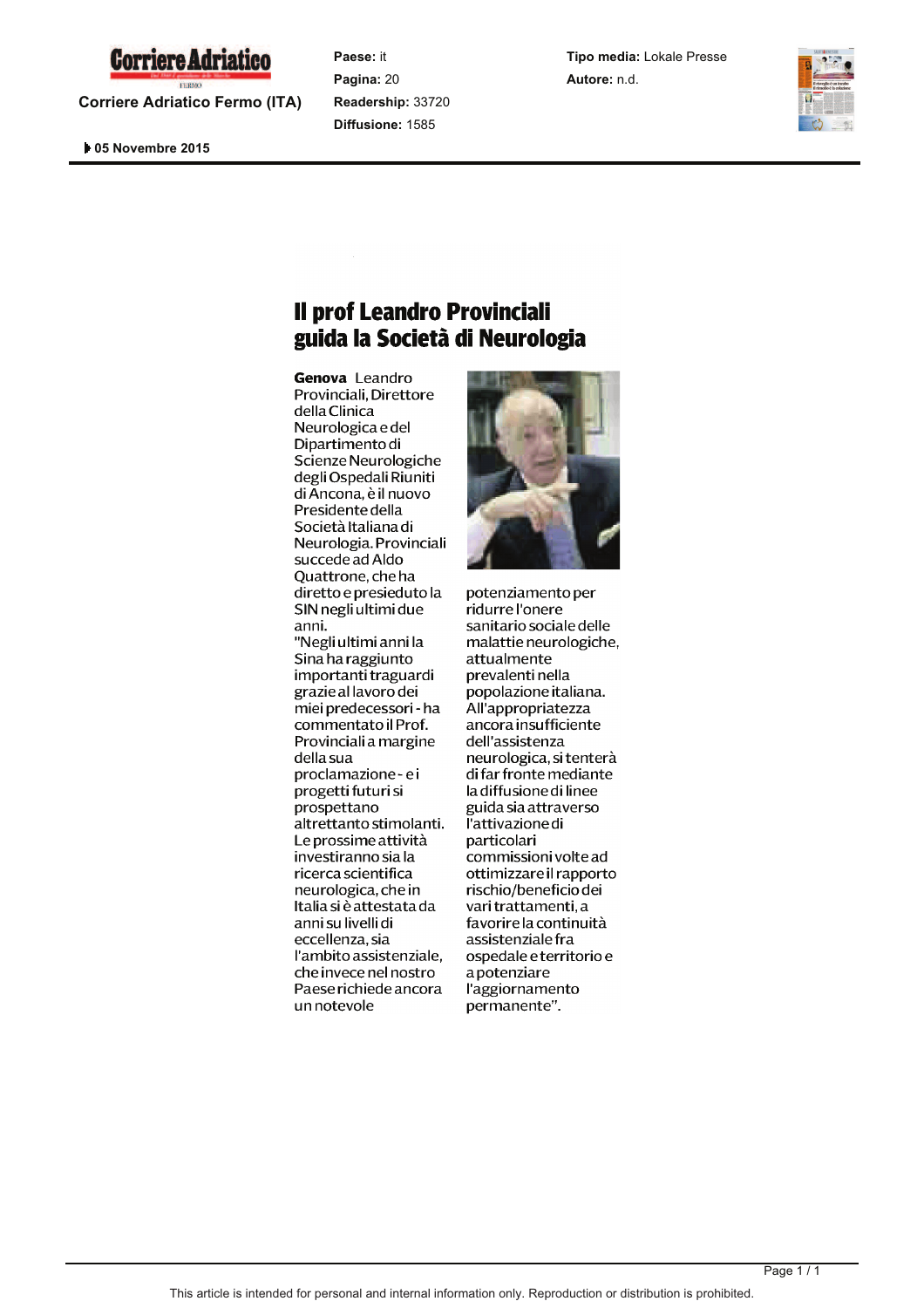Corriere Adriatico Fermo (ITA)

**Paese:** it
**Pagina:** 20
**Readership:** 33720
**Diffusione:** 1585

**Tipo media:** Lokale Presse
**Autore:** n.d.

05 Novembre 2015

# Il prof Leandro Provinciali guida la Società di Neurologia

**Genova** Leandro Provinciali, Direttore della Clinica Neurologica e del Dipartimento di Scienze Neurologiche degli Ospedali Riuniti di Ancona, è il nuovo Presidente della Società Italiana di Neurologia. Provinciali succede ad Aldo Quattrone, che ha diretto e presieduto la SIN negli ultimi due anni.

"Negli ultimi anni la Sina ha raggiunto importanti traguardi grazie al lavoro dei miei predecessori - ha commentato il Prof. Provinciali a margine della sua proclamazione - e i progetti futuri si prospettano altrettanto stimolanti. Le prossime attività investiranno sia la ricerca scientifica neurologica, che in Italia si è attestata da anni su livelli di eccellenza, sia l'ambito assistenziale, che invece nel nostro Paese richiede ancora un notevole potenziamento per ridurre l'onere sanitario sociale delle malattie neurologiche, attualmente prevalenti nella popolazione italiana. All'appropriatezza ancora insufficiente dell'assistenza neurologica, si tenterà di far fronte mediante la diffusione di linee guida sia attraverso l'attivazione di particolari commissioni volte ad ottimizzare il rapporto rischio/beneficio dei vari trattamenti, a favorire la continuità assistenziale fra ospedale e territorio e a potenziare l'aggiornamento permanente".

This article is intended for personal and internal information only. Reproduction or distribution is prohibited.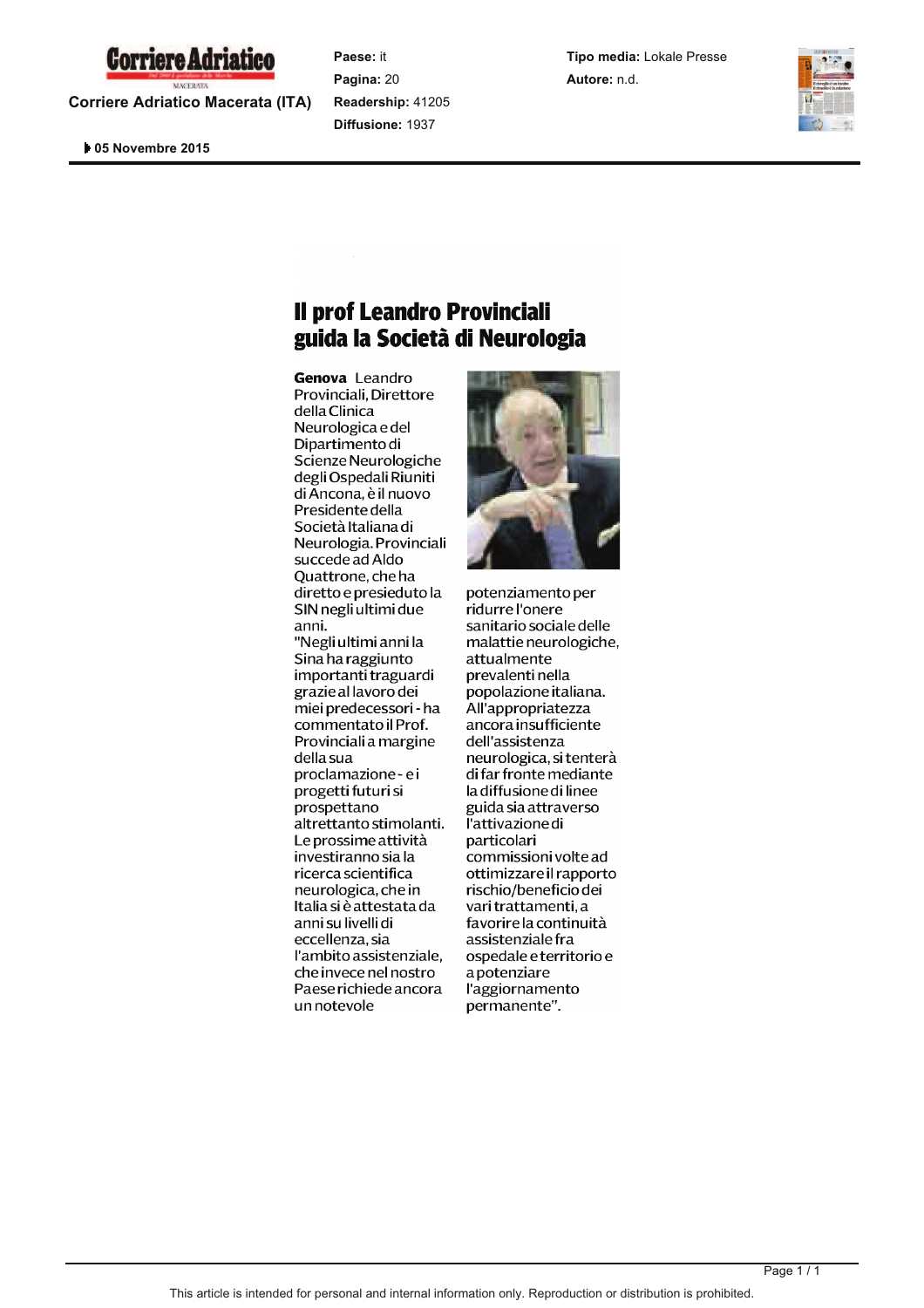Corriere Adriatico Macerata (ITA)

**Paese:** it
**Pagina:** 20
**Readership:** 41205
**Diffusione:** 1937

**Tipo media:** Lokale Presse
**Autore:** n.d.

05 Novembre 2015

# Il prof Leandro Provinciali guida la Società di Neurologia

**Genova** Leandro Provinciali, Direttore della Clinica Neurologica e del Dipartimento di Scienze Neurologiche degli Ospedali Riuniti di Ancona, è il nuovo Presidente della Società Italiana di Neurologia. Provinciali succede ad Aldo Quattrone, che ha diretto e presieduto la SIN negli ultimi due anni.

"Negli ultimi anni la Sina ha raggiunto importanti traguardi grazie al lavoro dei miei predecessori - ha commentato il Prof. Provinciali a margine della sua proclamazione - e i progetti futuri si prospettano altrettanto stimolanti. Le prossime attività investiranno sia la ricerca scientifica neurologica, che in Italia si è attestata da anni su livelli di eccellenza, sia l'ambito assistenziale, che invece nel nostro Paese richiede ancora un notevole potenziamento per ridurre l'onere sanitario sociale delle malattie neurologiche, attualmente prevalenti nella popolazione italiana. All'appropriatezza ancora insufficiente dell'assistenza neurologica, si tenterà di far fronte mediante la diffusione di linee guida sia attraverso l'attivazione di particolari commissioni volte ad ottimizzare il rapporto rischio/beneficio dei vari trattamenti, a favorire la continuità assistenziale fra ospedale e territorio e a potenziare l'aggiornamento permanente".

This article is intended for personal and internal information only. Reproduction or distribution is prohibited.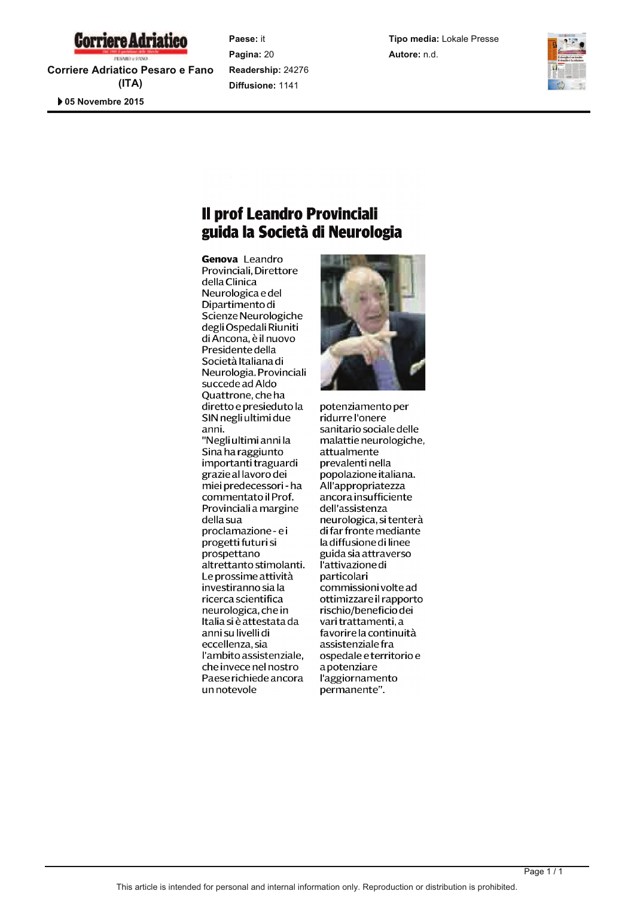Corriere Adriatico Pesaro e Fano (ITA)

05 Novembre 2015

**Paese:** it
**Pagina:** 20
**Readership:** 24276
**Diffusione:** 1141

**Tipo media:** Lokale Presse
**Autore:** n.d.

# Il prof Leandro Provinciali guida la Società di Neurologia

**Genova** Leandro Provinciali, Direttore della Clinica Neurologica e del Dipartimento di Scienze Neurologiche degli Ospedali Riuniti di Ancona, è il nuovo Presidente della Società Italiana di Neurologia. Provinciali succede ad Aldo Quattrone, che ha diretto e presieduto la SIN negli ultimi due anni.

"Negli ultimi anni la Sina ha raggiunto importanti traguardi grazie al lavoro dei miei predecessori - ha commentato il Prof. Provinciali a margine della sua proclamazione - e i progetti futuri si prospettano altrettanto stimolanti. Le prossime attività investiranno sia la ricerca scientifica neurologica, che in Italia si è attestata da anni su livelli di eccellenza, sia l'ambito assistenziale, che invece nel nostro Paese richiede ancora un notevole potenziamento per ridurre l'onere sanitario sociale delle malattie neurologiche, attualmente prevalenti nella popolazione italiana. All'appropriatezza ancora insufficiente dell'assistenza neurologica, si tenterà di far fronte mediante la diffusione di linee guida sia attraverso l'attivazione di particolari commissioni volte ad ottimizzare il rapporto rischio/beneficio dei vari trattamenti, a favorire la continuità assistenziale fra ospedale e territorio e a potenziare l'aggiornamento permanente".

This article is intended for personal and internal information only. Reproduction or distribution is prohibited.